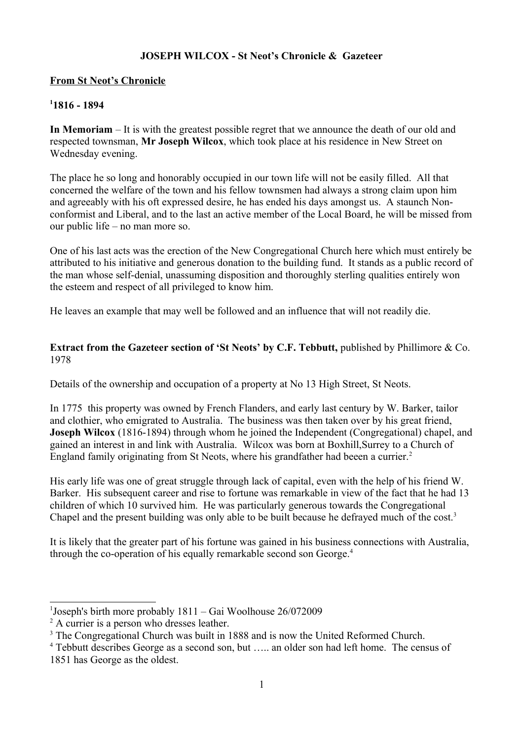**JOSEPH WILCOX - St Neot's Chronicle & Gazeteer**

**From St Neot's Chronicle**

**[1]1816 - 1894**

**In Memoriam** – It is with the greatest possible regret that we announce the death of our old and respected townsman, **Mr Joseph Wilcox**, which took place at his residence in New Street on Wednesday evening.

The place he so long and honorably occupied in our town life will not be easily filled. All that concerned the welfare of the town and his fellow townsmen had always a strong claim upon him and agreeably with his oft expressed desire, he has ended his days amongst us. A staunch Non-conformist and Liberal, and to the last an active member of the Local Board, he will be missed from our public life – no man more so.

One of his last acts was the erection of the New Congregational Church here which must entirely be attributed to his initiative and generous donation to the building fund. It stands as a public record of the man whose self-denial, unassuming disposition and thoroughly sterling qualities entirely won the esteem and respect of all privileged to know him.

He leaves an example that may well be followed and an influence that will not readily die.

**Extract from the Gazeteer section of 'St Neots' by C.F. Tebbutt,** published by Phillimore & Co. 1978

Details of the ownership and occupation of a property at No 13 High Street, St Neots.

In 1775 this property was owned by French Flanders, and early last century by W. Barker, tailor and clothier, who emigrated to Australia. The business was then taken over by his great friend, **Joseph Wilcox** (1816-1894) through whom he joined the Independent (Congregational) chapel, and gained an interest in and link with Australia. Wilcox was born at Boxhill,Surrey to a Church of England family originating from St Neots, where his grandfather had beeen a currier.[2]

His early life was one of great struggle through lack of capital, even with the help of his friend W. Barker. His subsequent career and rise to fortune was remarkable in view of the fact that he had 13 children of which 10 survived him. He was particularly generous towards the Congregational Chapel and the present building was only able to be built because he defrayed much of the cost.[3]

It is likely that the greater part of his fortune was gained in his business connections with Australia, through the co-operation of his equally remarkable second son George.[4]

---

[1] Joseph's birth more probably 1811 – Gai Woolhouse 26/072009

[2] A currier is a person who dresses leather.

[3] The Congregational Church was built in 1888 and is now the United Reformed Church.

[4] Tebbutt describes George as a second son, but ….. an older son had left home. The census of 1851 has George as the oldest.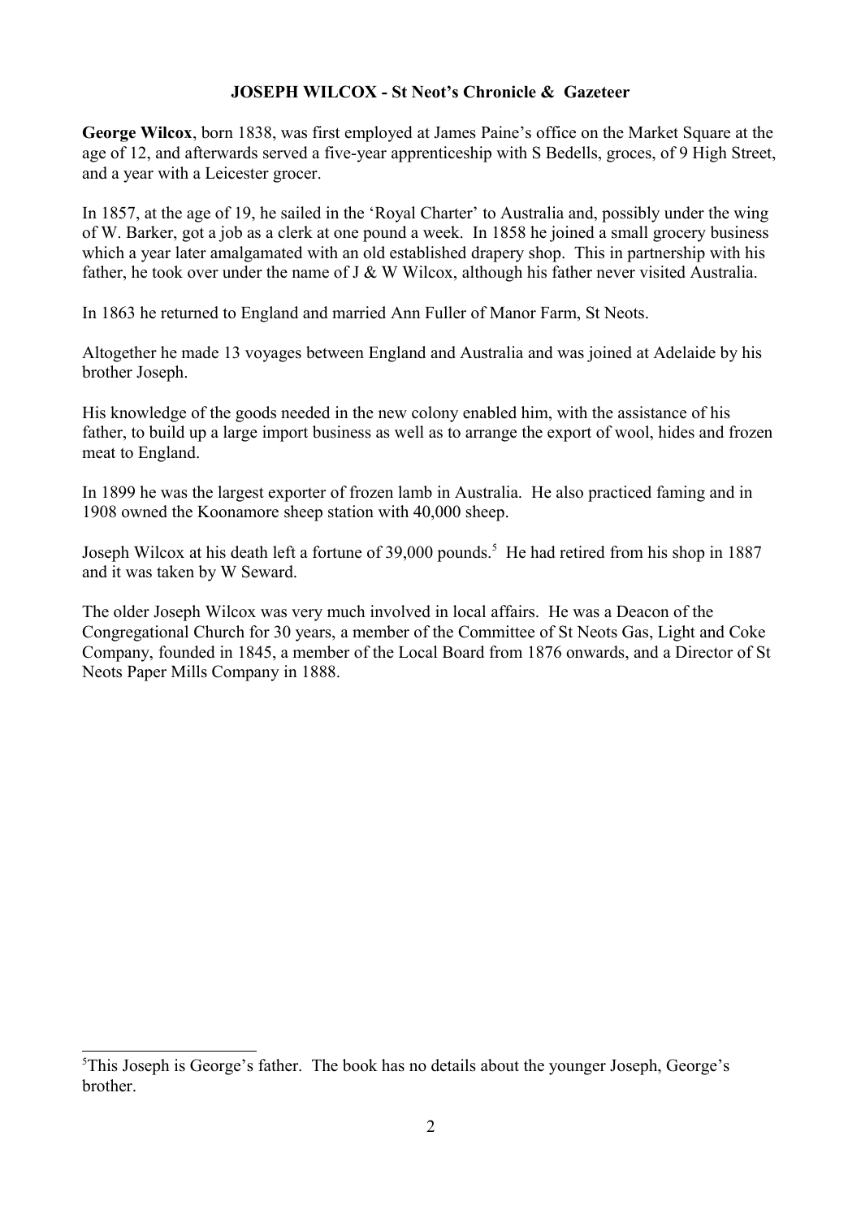**JOSEPH WILCOX - St Neot's Chronicle & Gazeteer**

**George Wilcox**, born 1838, was first employed at James Paine's office on the Market Square at the age of 12, and afterwards served a five-year apprenticeship with S Bedells, groces, of 9 High Street, and a year with a Leicester grocer.

In 1857, at the age of 19, he sailed in the 'Royal Charter' to Australia and, possibly under the wing of W. Barker, got a job as a clerk at one pound a week. In 1858 he joined a small grocery business which a year later amalgamated with an old established drapery shop. This in partnership with his father, he took over under the name of J & W Wilcox, although his father never visited Australia.

In 1863 he returned to England and married Ann Fuller of Manor Farm, St Neots.

Altogether he made 13 voyages between England and Australia and was joined at Adelaide by his brother Joseph.

His knowledge of the goods needed in the new colony enabled him, with the assistance of his father, to build up a large import business as well as to arrange the export of wool, hides and frozen meat to England.

In 1899 he was the largest exporter of frozen lamb in Australia. He also practiced faming and in 1908 owned the Koonamore sheep station with 40,000 sheep.

Joseph Wilcox at his death left a fortune of 39,000 pounds.[5] He had retired from his shop in 1887 and it was taken by W Seward.

The older Joseph Wilcox was very much involved in local affairs. He was a Deacon of the Congregational Church for 30 years, a member of the Committee of St Neots Gas, Light and Coke Company, founded in 1845, a member of the Local Board from 1876 onwards, and a Director of St Neots Paper Mills Company in 1888.

---

[5] This Joseph is George's father. The book has no details about the younger Joseph, George's brother.